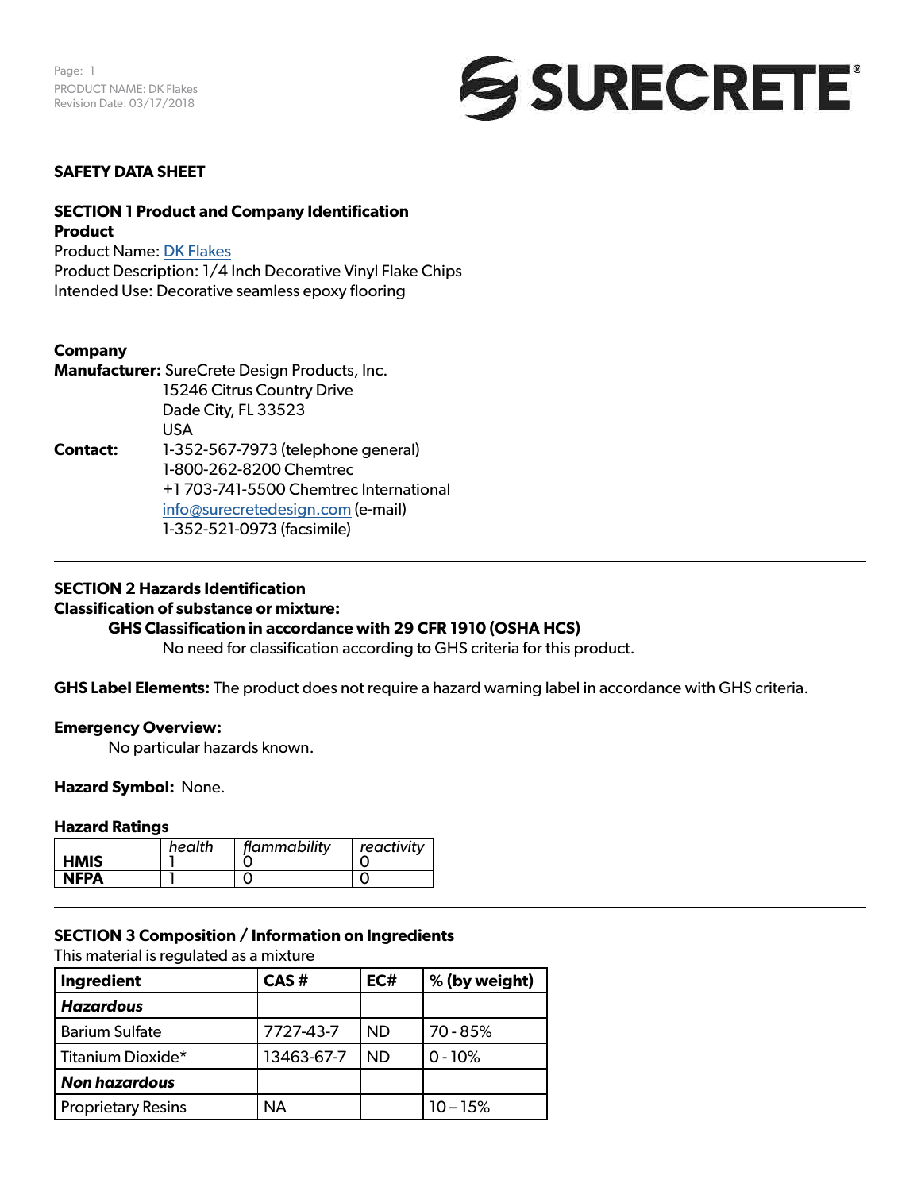# SAFETY DATA SHEET

## SECTION 1 Product and Company Identification

**Product**

Product Name: [DK Flakes](DK Flakes)
Product Description: 1/4 Inch Decorative Vinyl Flake Chips
Intended Use: Decorative seamless epoxy flooring

**Company**

**Manufacturer:** SureCrete Design Products, Inc.
15246 Citrus Country Drive
Dade City, FL 33523
USA

**Contact:** 1-352-567-7973 (telephone general)
1-800-262-8200 Chemtrec
+1 703-741-5500 Chemtrec International
info@surecretedesign.com (e-mail)
1-352-521-0973 (facsimile)

---

## SECTION 2 Hazards Identification

**Classification of substance or mixture:**

**GHS Classification in accordance with 29 CFR 1910 (OSHA HCS)**

No need for classification according to GHS criteria for this product.

**GHS Label Elements:** The product does not require a hazard warning label in accordance with GHS criteria.

**Emergency Overview:**

No particular hazards known.

**Hazard Symbol:** None.

**Hazard Ratings**

| | *health* | *flammability* | *reactivity* |
|---|---|---|---|
| **HMIS** | 1 | 0 | 0 |
| **NFPA** | 1 | 0 | 0 |

---

## SECTION 3 Composition / Information on Ingredients

This material is regulated as a mixture

| Ingredient | CAS # | EC# | % (by weight) |
|---|---|---|---|
| ***Hazardous*** | | | |
| Barium Sulfate | 7727-43-7 | ND | 70 - 85% |
| Titanium Dioxide* | 13463-67-7 | ND | 0 - 10% |
| ***Non hazardous*** | | | |
| Proprietary Resins | NA | | 10 – 15% |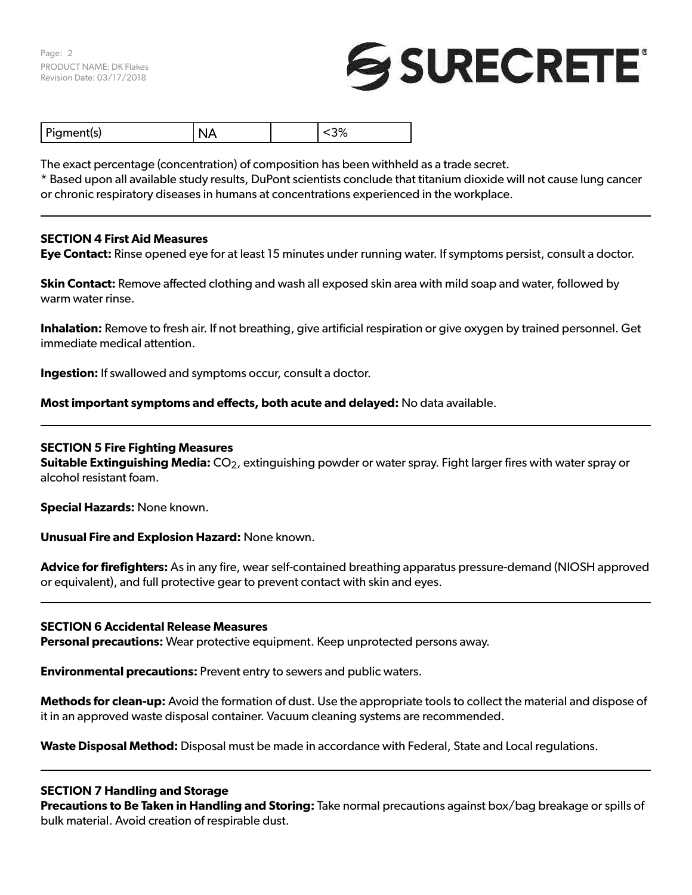| Pigment(s) | NA | | <3% |
|---|---|---|---|

The exact percentage (concentration) of composition has been withheld as a trade secret.
* Based upon all available study results, DuPont scientists conclude that titanium dioxide will not cause lung cancer or chronic respiratory diseases in humans at concentrations experienced in the workplace.

## SECTION 4 First Aid Measures

**Eye Contact:** Rinse opened eye for at least 15 minutes under running water. If symptoms persist, consult a doctor.

**Skin Contact:** Remove affected clothing and wash all exposed skin area with mild soap and water, followed by warm water rinse.

**Inhalation:** Remove to fresh air. If not breathing, give artificial respiration or give oxygen by trained personnel. Get immediate medical attention.

**Ingestion:** If swallowed and symptoms occur, consult a doctor.

**Most important symptoms and effects, both acute and delayed:** No data available.

## SECTION 5 Fire Fighting Measures

**Suitable Extinguishing Media:** $CO_2$, extinguishing powder or water spray. Fight larger fires with water spray or alcohol resistant foam.

**Special Hazards:** None known.

**Unusual Fire and Explosion Hazard:** None known.

**Advice for firefighters:** As in any fire, wear self-contained breathing apparatus pressure-demand (NIOSH approved or equivalent), and full protective gear to prevent contact with skin and eyes.

## SECTION 6 Accidental Release Measures

**Personal precautions:** Wear protective equipment. Keep unprotected persons away.

**Environmental precautions:** Prevent entry to sewers and public waters.

**Methods for clean-up:** Avoid the formation of dust. Use the appropriate tools to collect the material and dispose of it in an approved waste disposal container. Vacuum cleaning systems are recommended.

**Waste Disposal Method:** Disposal must be made in accordance with Federal, State and Local regulations.

## SECTION 7 Handling and Storage

**Precautions to Be Taken in Handling and Storing:** Take normal precautions against box/bag breakage or spills of bulk material. Avoid creation of respirable dust.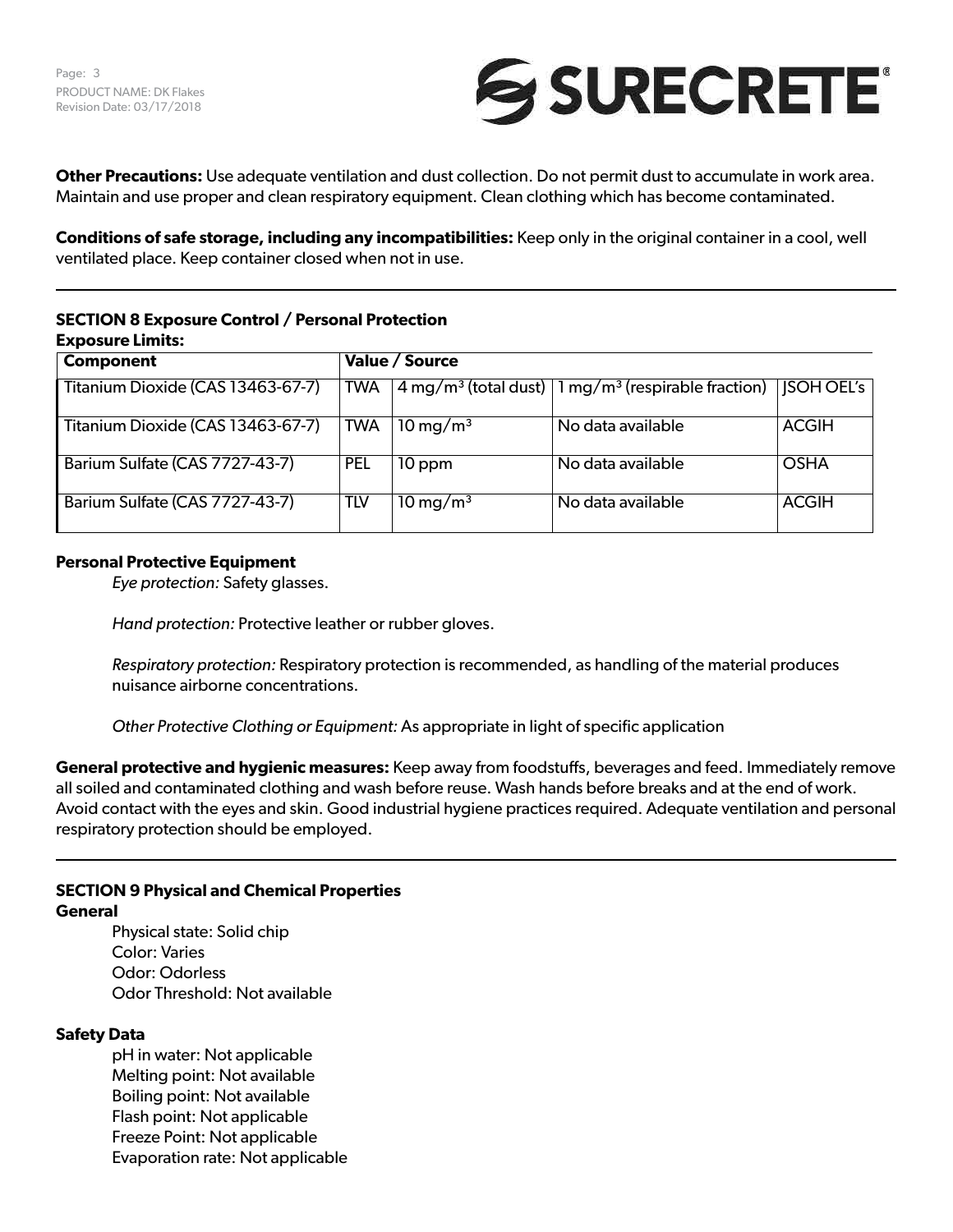**Other Precautions:** Use adequate ventilation and dust collection. Do not permit dust to accumulate in work area. Maintain and use proper and clean respiratory equipment. Clean clothing which has become contaminated.

**Conditions of safe storage, including any incompatibilities:** Keep only in the original container in a cool, well ventilated place. Keep container closed when not in use.

## SECTION 8 Exposure Control / Personal Protection

**Exposure Limits:**

| Component | Value / Source | | | |
|---|---|---|---|---|
| Titanium Dioxide (CAS 13463-67-7) | TWA | 4 $mg/m^3$ (total dust) | 1 $mg/m^3$ (respirable fraction) | JSOH OEL's |
| Titanium Dioxide (CAS 13463-67-7) | TWA | 10 $mg/m^3$ | No data available | ACGIH |
| Barium Sulfate (CAS 7727-43-7) | PEL | 10 ppm | No data available | OSHA |
| Barium Sulfate (CAS 7727-43-7) | TLV | 10 $mg/m^3$ | No data available | ACGIH |

**Personal Protective Equipment**

*Eye protection:* Safety glasses.

*Hand protection:* Protective leather or rubber gloves.

*Respiratory protection:* Respiratory protection is recommended, as handling of the material produces nuisance airborne concentrations.

*Other Protective Clothing or Equipment:* As appropriate in light of specific application

**General protective and hygienic measures:** Keep away from foodstuffs, beverages and feed. Immediately remove all soiled and contaminated clothing and wash before reuse. Wash hands before breaks and at the end of work. Avoid contact with the eyes and skin. Good industrial hygiene practices required. Adequate ventilation and personal respiratory protection should be employed.

## SECTION 9 Physical and Chemical Properties

**General**

Physical state: Solid chip
Color: Varies
Odor: Odorless
Odor Threshold: Not available

**Safety Data**

pH in water: Not applicable
Melting point: Not available
Boiling point: Not available
Flash point: Not applicable
Freeze Point: Not applicable
Evaporation rate: Not applicable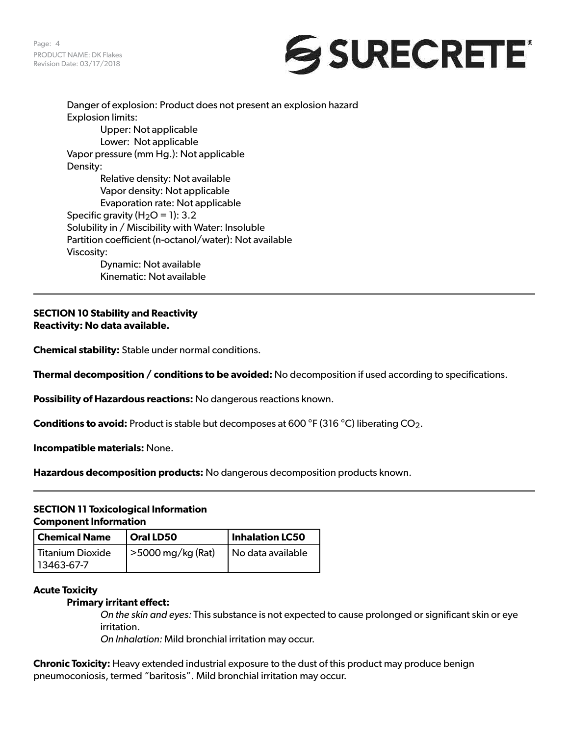Danger of explosion: Product does not present an explosion hazard
Explosion limits:
  Upper: Not applicable
  Lower: Not applicable
Vapor pressure (mm Hg.): Not applicable
Density:
  Relative density: Not available
  Vapor density: Not applicable
  Evaporation rate: Not applicable
Specific gravity ($H_2O$ = 1): 3.2
Solubility in / Miscibility with Water: Insoluble
Partition coefficient (n-octanol/water): Not available
Viscosity:
  Dynamic: Not available
  Kinematic: Not available

---

## SECTION 10 Stability and Reactivity

**Reactivity: No data available.**

**Chemical stability:** Stable under normal conditions.

**Thermal decomposition / conditions to be avoided:** No decomposition if used according to specifications.

**Possibility of Hazardous reactions:** No dangerous reactions known.

**Conditions to avoid:** Product is stable but decomposes at 600 °F (316 °C) liberating $CO_2$.

**Incompatible materials:** None.

**Hazardous decomposition products:** No dangerous decomposition products known.

---

## SECTION 11 Toxicological Information

**Component Information**

| Chemical Name | Oral LD50 | Inhalation LC50 |
|---|---|---|
| Titanium Dioxide 13463-67-7 | >5000 mg/kg (Rat) | No data available |

**Acute Toxicity**

**Primary irritant effect:**

*On the skin and eyes:* This substance is not expected to cause prolonged or significant skin or eye irritation.

*On Inhalation:* Mild bronchial irritation may occur.

**Chronic Toxicity:** Heavy extended industrial exposure to the dust of this product may produce benign pneumoconiosis, termed "baritosis". Mild bronchial irritation may occur.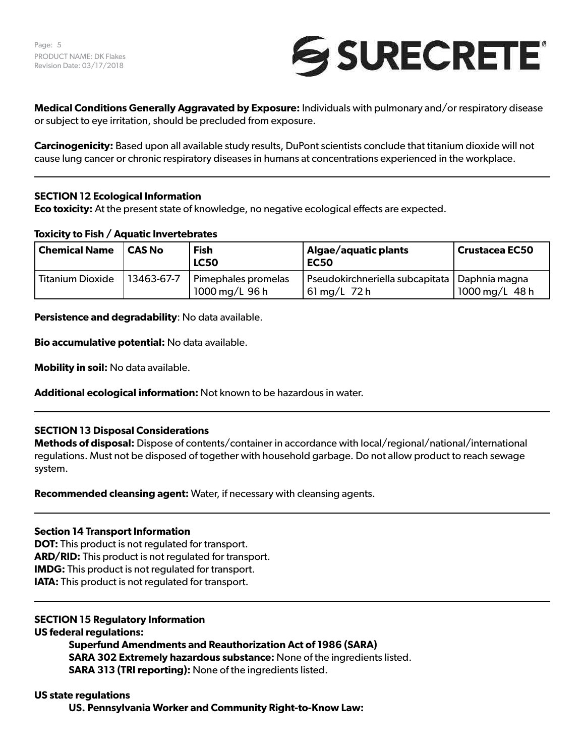**Medical Conditions Generally Aggravated by Exposure:** Individuals with pulmonary and/or respiratory disease or subject to eye irritation, should be precluded from exposure.

**Carcinogenicity:** Based upon all available study results, DuPont scientists conclude that titanium dioxide will not cause lung cancer or chronic respiratory diseases in humans at concentrations experienced in the workplace.

---

## SECTION 12 Ecological Information

**Eco toxicity:** At the present state of knowledge, no negative ecological effects are expected.

**Toxicity to Fish / Aquatic Invertebrates**

| Chemical Name | CAS No | Fish LC50 | Algae/aquatic plants EC50 | Crustacea EC50 |
|---|---|---|---|---|
| Titanium Dioxide | 13463-67-7 | Pimephales promelas 1000 mg/L 96 h | Pseudokirchneriella subcapitata 61 mg/L 72 h | Daphnia magna 1000 mg/L 48 h |

**Persistence and degradability**: No data available.

**Bio accumulative potential:** No data available.

**Mobility in soil:** No data available.

**Additional ecological information:** Not known to be hazardous in water.

---

## SECTION 13 Disposal Considerations

**Methods of disposal:** Dispose of contents/container in accordance with local/regional/national/international regulations. Must not be disposed of together with household garbage. Do not allow product to reach sewage system.

**Recommended cleansing agent:** Water, if necessary with cleansing agents.

---

## Section 14 Transport Information

**DOT:** This product is not regulated for transport.
**ARD/RID:** This product is not regulated for transport.
**IMDG:** This product is not regulated for transport.
**IATA:** This product is not regulated for transport.

---

## SECTION 15 Regulatory Information

**US federal regulations:**

**Superfund Amendments and Reauthorization Act of 1986 (SARA)**
**SARA 302 Extremely hazardous substance:** None of the ingredients listed.
**SARA 313 (TRI reporting):** None of the ingredients listed.

**US state regulations**

**US. Pennsylvania Worker and Community Right-to-Know Law:**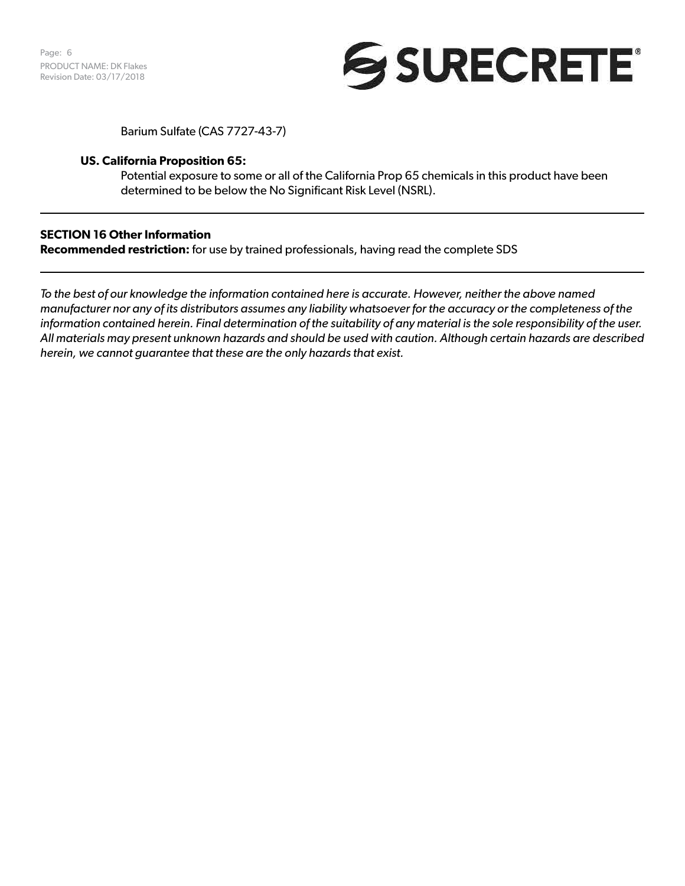Barium Sulfate (CAS 7727-43-7)

**US. California Proposition 65:**

Potential exposure to some or all of the California Prop 65 chemicals in this product have been determined to be below the No Significant Risk Level (NSRL).

---

## SECTION 16 Other Information

**Recommended restriction:** for use by trained professionals, having read the complete SDS

---

*To the best of our knowledge the information contained here is accurate. However, neither the above named manufacturer nor any of its distributors assumes any liability whatsoever for the accuracy or the completeness of the information contained herein. Final determination of the suitability of any material is the sole responsibility of the user. All materials may present unknown hazards and should be used with caution. Although certain hazards are described herein, we cannot guarantee that these are the only hazards that exist.*